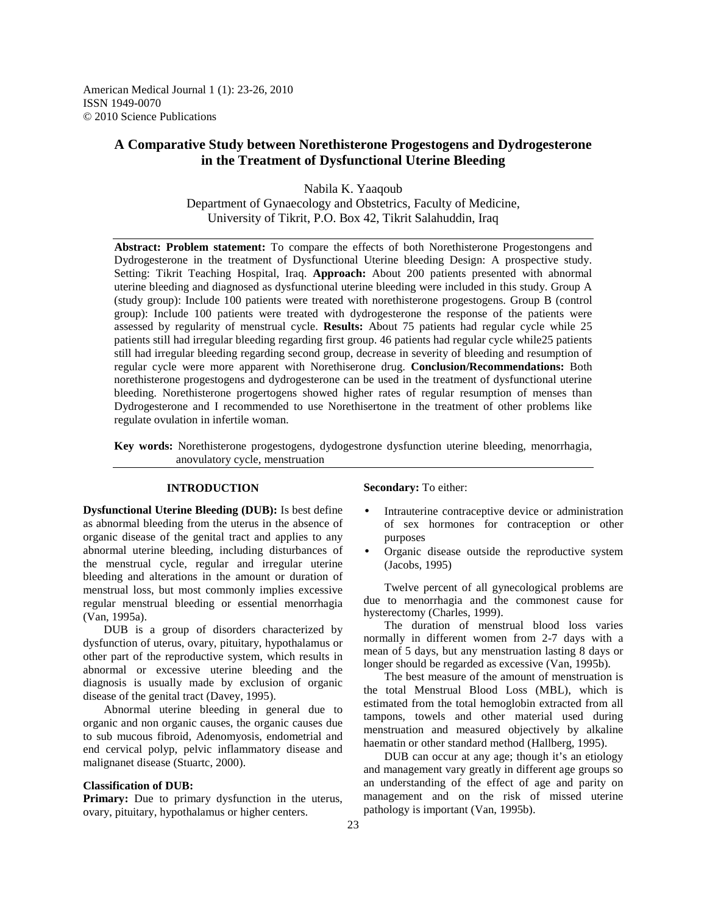American Medical Journal 1 (1): 23-26, 2010
ISSN 1949-0070
© 2010 Science Publications

# A Comparative Study between Norethisterone Progestogens and Dydrogesterone in the Treatment of Dysfunctional Uterine Bleeding

Nabila K. Yaaqoub
Department of Gynaecology and Obstetrics, Faculty of Medicine,
University of Tikrit, P.O. Box 42, Tikrit Salahuddin, Iraq

---

**Abstract: Problem statement:** To compare the effects of both Norethisterone Progestongens and Dydrogesterone in the treatment of Dysfunctional Uterine bleeding Design: A prospective study. Setting: Tikrit Teaching Hospital, Iraq. **Approach:** About 200 patients presented with abnormal uterine bleeding and diagnosed as dysfunctional uterine bleeding were included in this study. Group A (study group): Include 100 patients were treated with norethisterone progestogens. Group B (control group): Include 100 patients were treated with dydrogesterone the response of the patients were assessed by regularity of menstrual cycle. **Results:** About 75 patients had regular cycle while 25 patients still had irregular bleeding regarding first group. 46 patients had regular cycle while25 patients still had irregular bleeding regarding second group, decrease in severity of bleeding and resumption of regular cycle were more apparent with Norethiserone drug. **Conclusion/Recommendations:** Both norethisterone progestogens and dydrogesterone can be used in the treatment of dysfunctional uterine bleeding. Norethisterone progertogens showed higher rates of regular resumption of menses than Dydrogesterone and I recommended to use Norethisertone in the treatment of other problems like regulate ovulation in infertile woman.

**Key words:** Norethisterone progestogens, dydogestrone dysfunction uterine bleeding, menorrhagia, anovulatory cycle, menstruation

---

## INTRODUCTION

**Dysfunctional Uterine Bleeding (DUB):** Is best define as abnormal bleeding from the uterus in the absence of organic disease of the genital tract and applies to any abnormal uterine bleeding, including disturbances of the menstrual cycle, regular and irregular uterine bleeding and alterations in the amount or duration of menstrual loss, but most commonly implies excessive regular menstrual bleeding or essential menorrhagia (Van, 1995a).

DUB is a group of disorders characterized by dysfunction of uterus, ovary, pituitary, hypothalamus or other part of the reproductive system, which results in abnormal or excessive uterine bleeding and the diagnosis is usually made by exclusion of organic disease of the genital tract (Davey, 1995).

Abnormal uterine bleeding in general due to organic and non organic causes, the organic causes due to sub mucous fibroid, Adenomyosis, endometrial and end cervical polyp, pelvic inflammatory disease and malignanet disease (Stuartc, 2000).

**Classification of DUB:**

**Primary:** Due to primary dysfunction in the uterus, ovary, pituitary, hypothalamus or higher centers.

**Secondary:** To either:

- Intrauterine contraceptive device or administration of sex hormones for contraception or other purposes
- Organic disease outside the reproductive system (Jacobs, 1995)

Twelve percent of all gynecological problems are due to menorrhagia and the commonest cause for hysterectomy (Charles, 1999).

The duration of menstrual blood loss varies normally in different women from 2-7 days with a mean of 5 days, but any menstruation lasting 8 days or longer should be regarded as excessive (Van, 1995b).

The best measure of the amount of menstruation is the total Menstrual Blood Loss (MBL), which is estimated from the total hemoglobin extracted from all tampons, towels and other material used during menstruation and measured objectively by alkaline haematin or other standard method (Hallberg, 1995).

DUB can occur at any age; though it's an etiology and management vary greatly in different age groups so an understanding of the effect of age and parity on management and on the risk of missed uterine pathology is important (Van, 1995b).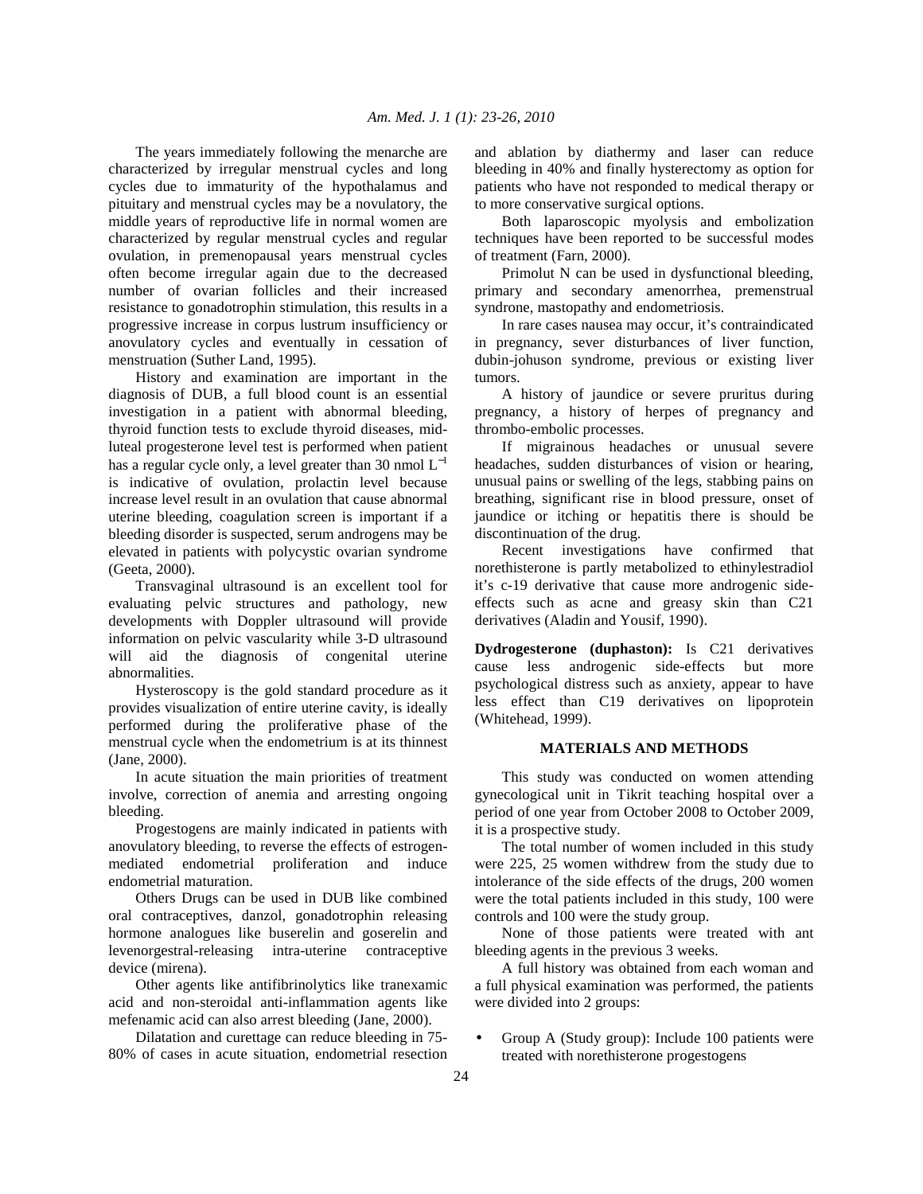The years immediately following the menarche are characterized by irregular menstrual cycles and long cycles due to immaturity of the hypothalamus and pituitary and menstrual cycles may be a novulatory, the middle years of reproductive life in normal women are characterized by regular menstrual cycles and regular ovulation, in premenopausal years menstrual cycles often become irregular again due to the decreased number of ovarian follicles and their increased resistance to gonadotrophin stimulation, this results in a progressive increase in corpus lustrum insufficiency or anovulatory cycles and eventually in cessation of menstruation (Suther Land, 1995).

History and examination are important in the diagnosis of DUB, a full blood count is an essential investigation in a patient with abnormal bleeding, thyroid function tests to exclude thyroid diseases, mid-luteal progesterone level test is performed when patient has a regular cycle only, a level greater than 30 nmol $L^{-1}$ is indicative of ovulation, prolactin level because increase level result in an ovulation that cause abnormal uterine bleeding, coagulation screen is important if a bleeding disorder is suspected, serum androgens may be elevated in patients with polycystic ovarian syndrome (Geeta, 2000).

Transvaginal ultrasound is an excellent tool for evaluating pelvic structures and pathology, new developments with Doppler ultrasound will provide information on pelvic vascularity while 3-D ultrasound will aid the diagnosis of congenital uterine abnormalities.

Hysteroscopy is the gold standard procedure as it provides visualization of entire uterine cavity, is ideally performed during the proliferative phase of the menstrual cycle when the endometrium is at its thinnest (Jane, 2000).

In acute situation the main priorities of treatment involve, correction of anemia and arresting ongoing bleeding.

Progestogens are mainly indicated in patients with anovulatory bleeding, to reverse the effects of estrogen-mediated endometrial proliferation and induce endometrial maturation.

Others Drugs can be used in DUB like combined oral contraceptives, danzol, gonadotrophin releasing hormone analogues like buserelin and goserelin and levenorgestral-releasing intra-uterine contraceptive device (mirena).

Other agents like antifibrinolytics like tranexamic acid and non-steroidal anti-inflammation agents like mefenamic acid can also arrest bleeding (Jane, 2000).

Dilatation and curettage can reduce bleeding in 75-80% of cases in acute situation, endometrial resection and ablation by diathermy and laser can reduce bleeding in 40% and finally hysterectomy as option for patients who have not responded to medical therapy or to more conservative surgical options.

Both laparoscopic myolysis and embolization techniques have been reported to be successful modes of treatment (Farn, 2000).

Primolut N can be used in dysfunctional bleeding, primary and secondary amenorrhea, premenstrual syndrone, mastopathy and endometriosis.

In rare cases nausea may occur, it's contraindicated in pregnancy, sever disturbances of liver function, dubin-johuson syndrome, previous or existing liver tumors.

A history of jaundice or severe pruritus during pregnancy, a history of herpes of pregnancy and thrombo-embolic processes.

If migrainous headaches or unusual severe headaches, sudden disturbances of vision or hearing, unusual pains or swelling of the legs, stabbing pains on breathing, significant rise in blood pressure, onset of jaundice or itching or hepatitis there is should be discontinuation of the drug.

Recent investigations have confirmed that norethisterone is partly metabolized to ethinylestradiol it's c-19 derivative that cause more androgenic side-effects such as acne and greasy skin than C21 derivatives (Aladin and Yousif, 1990).

**Dydrogesterone (duphaston):** Is C21 derivatives cause less androgenic side-effects but more psychological distress such as anxiety, appear to have less effect than C19 derivatives on lipoprotein (Whitehead, 1999).

## MATERIALS AND METHODS

This study was conducted on women attending gynecological unit in Tikrit teaching hospital over a period of one year from October 2008 to October 2009, it is a prospective study.

The total number of women included in this study were 225, 25 women withdrew from the study due to intolerance of the side effects of the drugs, 200 women were the total patients included in this study, 100 were controls and 100 were the study group.

None of those patients were treated with ant bleeding agents in the previous 3 weeks.

A full history was obtained from each woman and a full physical examination was performed, the patients were divided into 2 groups:

- Group A (Study group): Include 100 patients were treated with norethisterone progestogens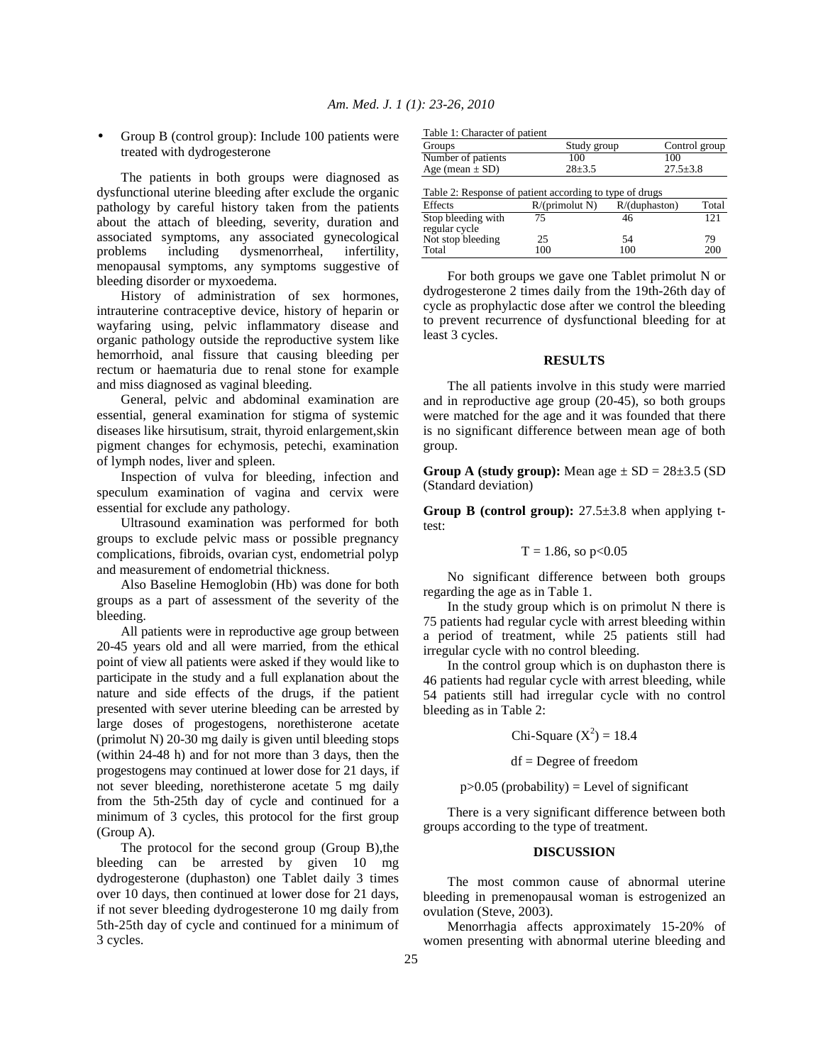- Group B (control group): Include 100 patients were treated with dydrogesterone

The patients in both groups were diagnosed as dysfunctional uterine bleeding after exclude the organic pathology by careful history taken from the patients about the attach of bleeding, severity, duration and associated symptoms, any associated gynecological problems including dysmenorrheal, infertility, menopausal symptoms, any symptoms suggestive of bleeding disorder or myxoedema.

History of administration of sex hormones, intrauterine contraceptive device, history of heparin or wayfaring using, pelvic inflammatory disease and organic pathology outside the reproductive system like hemorrhoid, anal fissure that causing bleeding per rectum or haematuria due to renal stone for example and miss diagnosed as vaginal bleeding.

General, pelvic and abdominal examination are essential, general examination for stigma of systemic diseases like hirsutisum, strait, thyroid enlargement,skin pigment changes for echymosis, petechi, examination of lymph nodes, liver and spleen.

Inspection of vulva for bleeding, infection and speculum examination of vagina and cervix were essential for exclude any pathology.

Ultrasound examination was performed for both groups to exclude pelvic mass or possible pregnancy complications, fibroids, ovarian cyst, endometrial polyp and measurement of endometrial thickness.

Also Baseline Hemoglobin (Hb) was done for both groups as a part of assessment of the severity of the bleeding.

All patients were in reproductive age group between 20-45 years old and all were married, from the ethical point of view all patients were asked if they would like to participate in the study and a full explanation about the nature and side effects of the drugs, if the patient presented with sever uterine bleeding can be arrested by large doses of progestogens, norethisterone acetate (primolut N) 20-30 mg daily is given until bleeding stops (within 24-48 h) and for not more than 3 days, then the progestogens may continued at lower dose for 21 days, if not sever bleeding, norethisterone acetate 5 mg daily from the 5th-25th day of cycle and continued for a minimum of 3 cycles, this protocol for the first group (Group A).

The protocol for the second group (Group B),the bleeding can be arrested by given 10 mg dydrogesterone (duphaston) one Tablet daily 3 times over 10 days, then continued at lower dose for 21 days, if not sever bleeding dydrogesterone 10 mg daily from 5th-25th day of cycle and continued for a minimum of 3 cycles.

Table 1: Character of patient

| Groups | Study group | Control group |
|---|---|---|
| Number of patients | 100 | 100 |
| Age (mean ± SD) | 28±3.5 | 27.5±3.8 |

Table 2: Response of patient according to type of drugs

| Effects | R/(primolut N) | R/(duphaston) | Total |
|---|---|---|---|
| Stop bleeding with regular cycle | 75 | 46 | 121 |
| Not stop bleeding | 25 | 54 | 79 |
| Total | 100 | 100 | 200 |

For both groups we gave one Tablet primolut N or dydrogesterone 2 times daily from the 19th-26th day of cycle as prophylactic dose after we control the bleeding to prevent recurrence of dysfunctional bleeding for at least 3 cycles.

## RESULTS

The all patients involve in this study were married and in reproductive age group (20-45), so both groups were matched for the age and it was founded that there is no significant difference between mean age of both group.

**Group A (study group):** Mean age ± SD = 28±3.5 (SD (Standard deviation)

**Group B (control group):** 27.5±3.8 when applying t-test:

$$T = 1.86, \text{ so } p<0.05$$

No significant difference between both groups regarding the age as in Table 1.

In the study group which is on primolut N there is 75 patients had regular cycle with arrest bleeding within a period of treatment, while 25 patients still had irregular cycle with no control bleeding.

In the control group which is on duphaston there is 46 patients had regular cycle with arrest bleeding, while 54 patients still had irregular cycle with no control bleeding as in Table 2:

$$\text{Chi-Square } (X^2) = 18.4$$

$$\text{df} = \text{Degree of freedom}$$

$$p>0.05 \text{ (probability)} = \text{Level of significant}$$

There is a very significant difference between both groups according to the type of treatment.

## DISCUSSION

The most common cause of abnormal uterine bleeding in premenopausal woman is estrogenized an ovulation (Steve, 2003).

Menorrhagia affects approximately 15-20% of women presenting with abnormal uterine bleeding and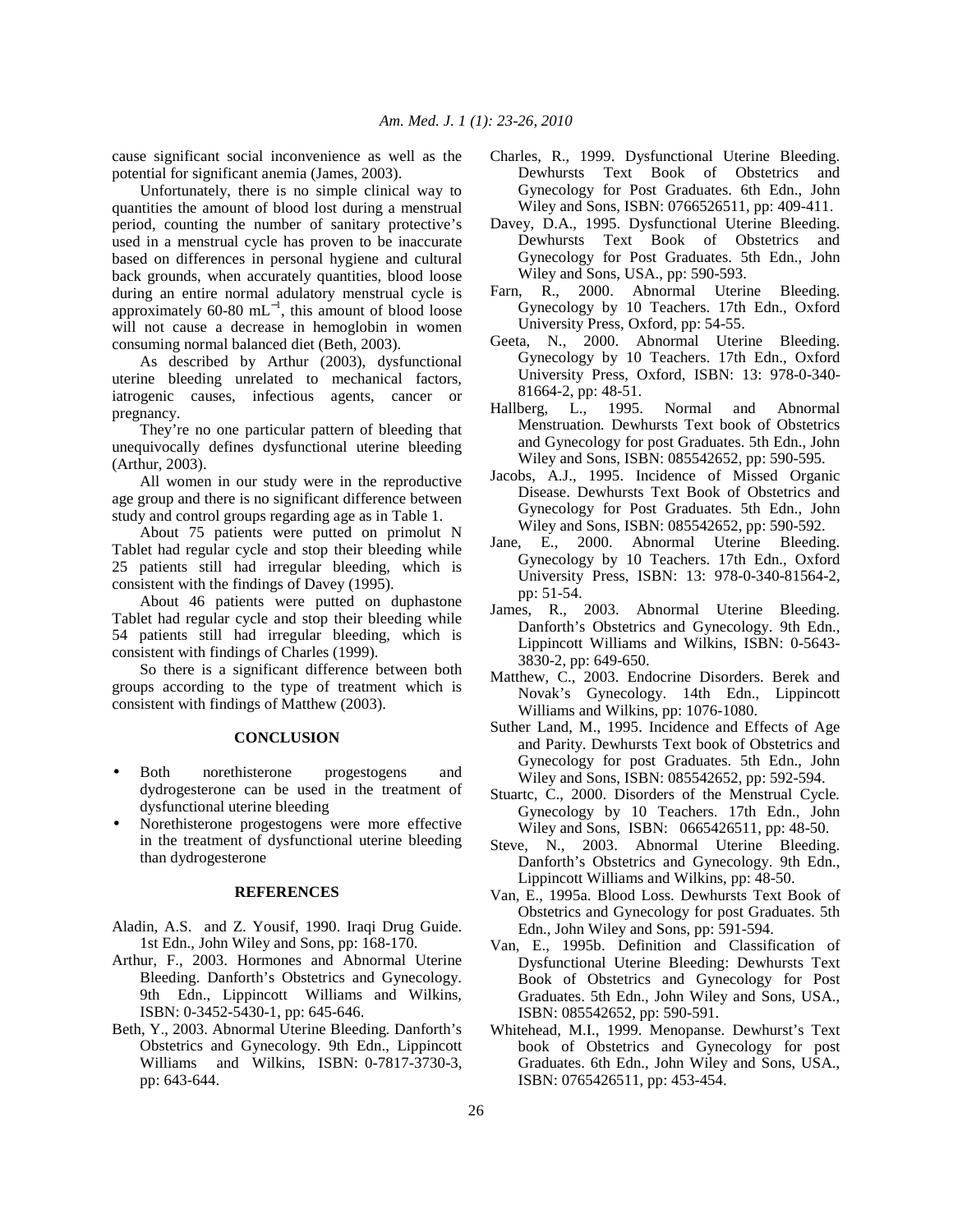cause significant social inconvenience as well as the potential for significant anemia (James, 2003).

Unfortunately, there is no simple clinical way to quantities the amount of blood lost during a menstrual period, counting the number of sanitary protective's used in a menstrual cycle has proven to be inaccurate based on differences in personal hygiene and cultural back grounds, when accurately quantities, blood loose during an entire normal adulatory menstrual cycle is approximately 60-80 $mL^{-1}$, this amount of blood loose will not cause a decrease in hemoglobin in women consuming normal balanced diet (Beth, 2003).

As described by Arthur (2003), dysfunctional uterine bleeding unrelated to mechanical factors, iatrogenic causes, infectious agents, cancer or pregnancy.

They're no one particular pattern of bleeding that unequivocally defines dysfunctional uterine bleeding (Arthur, 2003).

All women in our study were in the reproductive age group and there is no significant difference between study and control groups regarding age as in Table 1.

About 75 patients were putted on primolut N Tablet had regular cycle and stop their bleeding while 25 patients still had irregular bleeding, which is consistent with the findings of Davey (1995).

About 46 patients were putted on duphastone Tablet had regular cycle and stop their bleeding while 54 patients still had irregular bleeding, which is consistent with findings of Charles (1999).

So there is a significant difference between both groups according to the type of treatment which is consistent with findings of Matthew (2003).

## CONCLUSION

- Both norethisterone progestogens and dydrogesterone can be used in the treatment of dysfunctional uterine bleeding
- Norethisterone progestogens were more effective in the treatment of dysfunctional uterine bleeding than dydrogesterone

## REFERENCES

Aladin, A.S. and Z. Yousif, 1990. Iraqi Drug Guide. 1st Edn., John Wiley and Sons, pp: 168-170.

Arthur, F., 2003. Hormones and Abnormal Uterine Bleeding. Danforth's Obstetrics and Gynecology. 9th Edn., Lippincott Williams and Wilkins, ISBN: 0-3452-5430-1, pp: 645-646.

Beth, Y., 2003. Abnormal Uterine Bleeding. Danforth's Obstetrics and Gynecology. 9th Edn., Lippincott Williams and Wilkins, ISBN: 0-7817-3730-3, pp: 643-644.

Charles, R., 1999. Dysfunctional Uterine Bleeding. Dewhursts Text Book of Obstetrics and Gynecology for Post Graduates. 6th Edn., John Wiley and Sons, ISBN: 0766526511, pp: 409-411.

Davey, D.A., 1995. Dysfunctional Uterine Bleeding. Dewhursts Text Book of Obstetrics and Gynecology for Post Graduates. 5th Edn., John Wiley and Sons, USA., pp: 590-593.

Farn, R., 2000. Abnormal Uterine Bleeding. Gynecology by 10 Teachers. 17th Edn., Oxford University Press, Oxford, pp: 54-55.

Geeta, N., 2000. Abnormal Uterine Bleeding. Gynecology by 10 Teachers. 17th Edn., Oxford University Press, Oxford, ISBN: 13: 978-0-340-81664-2, pp: 48-51.

Hallberg, L., 1995. Normal and Abnormal Menstruation. Dewhursts Text book of Obstetrics and Gynecology for post Graduates. 5th Edn., John Wiley and Sons, ISBN: 085542652, pp: 590-595.

Jacobs, A.J., 1995. Incidence of Missed Organic Disease. Dewhursts Text Book of Obstetrics and Gynecology for Post Graduates. 5th Edn., John Wiley and Sons, ISBN: 085542652, pp: 590-592.

Jane, E., 2000. Abnormal Uterine Bleeding. Gynecology by 10 Teachers. 17th Edn., Oxford University Press, ISBN: 13: 978-0-340-81564-2, pp: 51-54.

James, R., 2003. Abnormal Uterine Bleeding. Danforth's Obstetrics and Gynecology. 9th Edn., Lippincott Williams and Wilkins, ISBN: 0-5643-3830-2, pp: 649-650.

Matthew, C., 2003. Endocrine Disorders. Berek and Novak's Gynecology. 14th Edn., Lippincott Williams and Wilkins, pp: 1076-1080.

Suther Land, M., 1995. Incidence and Effects of Age and Parity. Dewhursts Text book of Obstetrics and Gynecology for post Graduates. 5th Edn., John Wiley and Sons, ISBN: 085542652, pp: 592-594.

Stuartc, C., 2000. Disorders of the Menstrual Cycle. Gynecology by 10 Teachers. 17th Edn., John Wiley and Sons, ISBN: 0665426511, pp: 48-50.

Steve, N., 2003. Abnormal Uterine Bleeding. Danforth's Obstetrics and Gynecology. 9th Edn., Lippincott Williams and Wilkins, pp: 48-50.

Van, E., 1995a. Blood Loss. Dewhursts Text Book of Obstetrics and Gynecology for post Graduates. 5th Edn., John Wiley and Sons, pp: 591-594.

Van, E., 1995b. Definition and Classification of Dysfunctional Uterine Bleeding: Dewhursts Text Book of Obstetrics and Gynecology for Post Graduates. 5th Edn., John Wiley and Sons, USA., ISBN: 085542652, pp: 590-591.

Whitehead, M.I., 1999. Menopanse. Dewhurst's Text book of Obstetrics and Gynecology for post Graduates. 6th Edn., John Wiley and Sons, USA., ISBN: 0765426511, pp: 453-454.